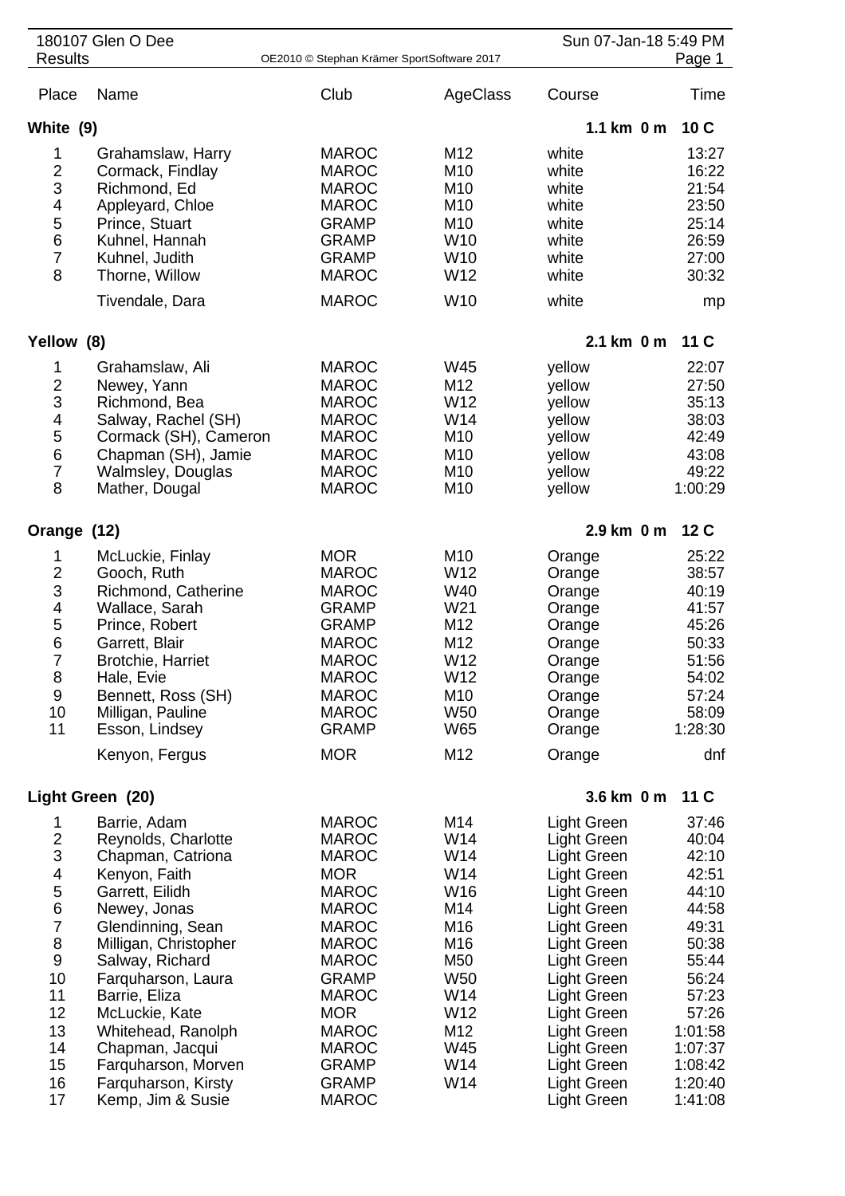# 180107 Glen O Dee

Results

OE2010 © Stephan Krämer SportSoftware 2017

Sun 07-Jan-18 5:49 PM

## White (9) — 1.1 km 0 m 10 C

| Place | Name | Club | AgeClass | Course | Time |
|---|---|---|---|---|---|
| 1 | Grahamslaw, Harry | MAROC | M12 | white | 13:27 |
| 2 | Cormack, Findlay | MAROC | M10 | white | 16:22 |
| 3 | Richmond, Ed | MAROC | M10 | white | 21:54 |
| 4 | Appleyard, Chloe | MAROC | M10 | white | 23:50 |
| 5 | Prince, Stuart | GRAMP | M10 | white | 25:14 |
| 6 | Kuhnel, Hannah | GRAMP | W10 | white | 26:59 |
| 7 | Kuhnel, Judith | GRAMP | W10 | white | 27:00 |
| 8 | Thorne, Willow | MAROC | W12 | white | 30:32 |
| | Tivendale, Dara | MAROC | W10 | white | mp |

## Yellow (8) — 2.1 km 0 m 11 C

| Place | Name | Club | AgeClass | Course | Time |
|---|---|---|---|---|---|
| 1 | Grahamslaw, Ali | MAROC | W45 | yellow | 22:07 |
| 2 | Newey, Yann | MAROC | M12 | yellow | 27:50 |
| 3 | Richmond, Bea | MAROC | W12 | yellow | 35:13 |
| 4 | Salway, Rachel (SH) | MAROC | W14 | yellow | 38:03 |
| 5 | Cormack (SH), Cameron | MAROC | M10 | yellow | 42:49 |
| 6 | Chapman (SH), Jamie | MAROC | M10 | yellow | 43:08 |
| 7 | Walmsley, Douglas | MAROC | M10 | yellow | 49:22 |
| 8 | Mather, Dougal | MAROC | M10 | yellow | 1:00:29 |

## Orange (12) — 2.9 km 0 m 12 C

| Place | Name | Club | AgeClass | Course | Time |
|---|---|---|---|---|---|
| 1 | McLuckie, Finlay | MOR | M10 | Orange | 25:22 |
| 2 | Gooch, Ruth | MAROC | W12 | Orange | 38:57 |
| 3 | Richmond, Catherine | MAROC | W40 | Orange | 40:19 |
| 4 | Wallace, Sarah | GRAMP | W21 | Orange | 41:57 |
| 5 | Prince, Robert | GRAMP | M12 | Orange | 45:26 |
| 6 | Garrett, Blair | MAROC | M12 | Orange | 50:33 |
| 7 | Brotchie, Harriet | MAROC | W12 | Orange | 51:56 |
| 8 | Hale, Evie | MAROC | W12 | Orange | 54:02 |
| 9 | Bennett, Ross (SH) | MAROC | M10 | Orange | 57:24 |
| 10 | Milligan, Pauline | MAROC | W50 | Orange | 58:09 |
| 11 | Esson, Lindsey | GRAMP | W65 | Orange | 1:28:30 |
| | Kenyon, Fergus | MOR | M12 | Orange | dnf |

## Light Green (20) — 3.6 km 0 m 11 C

| Place | Name | Club | AgeClass | Course | Time |
|---|---|---|---|---|---|
| 1 | Barrie, Adam | MAROC | M14 | Light Green | 37:46 |
| 2 | Reynolds, Charlotte | MAROC | W14 | Light Green | 40:04 |
| 3 | Chapman, Catriona | MAROC | W14 | Light Green | 42:10 |
| 4 | Kenyon, Faith | MOR | W14 | Light Green | 42:51 |
| 5 | Garrett, Eilidh | MAROC | W16 | Light Green | 44:10 |
| 6 | Newey, Jonas | MAROC | M14 | Light Green | 44:58 |
| 7 | Glendinning, Sean | MAROC | M16 | Light Green | 49:31 |
| 8 | Milligan, Christopher | MAROC | M16 | Light Green | 50:38 |
| 9 | Salway, Richard | MAROC | M50 | Light Green | 55:44 |
| 10 | Farquharson, Laura | GRAMP | W50 | Light Green | 56:24 |
| 11 | Barrie, Eliza | MAROC | W14 | Light Green | 57:23 |
| 12 | McLuckie, Kate | MOR | W12 | Light Green | 57:26 |
| 13 | Whitehead, Ranolph | MAROC | M12 | Light Green | 1:01:58 |
| 14 | Chapman, Jacqui | MAROC | W45 | Light Green | 1:07:37 |
| 15 | Farquharson, Morven | GRAMP | W14 | Light Green | 1:08:42 |
| 16 | Farquharson, Kirsty | GRAMP | W14 | Light Green | 1:20:40 |
| 17 | Kemp, Jim & Susie | MAROC | | Light Green | 1:41:08 |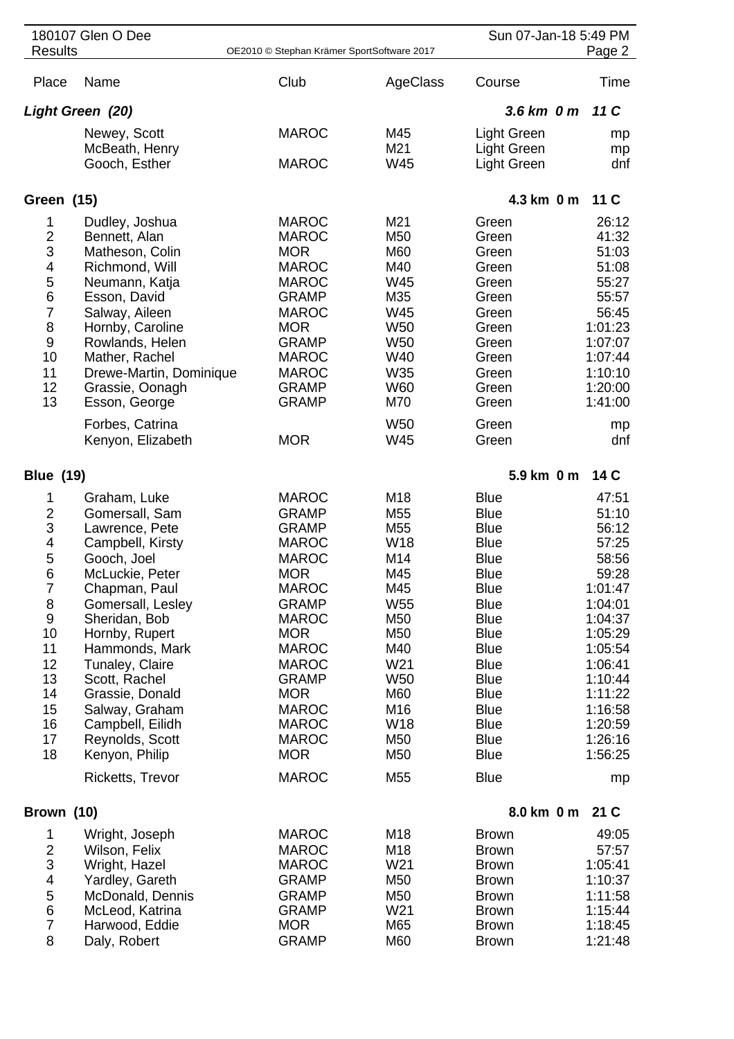| Place | Name | Club | AgeClass | Course | Time |
|---|---|---|---|---|---|
| ***Light Green (20)*** | | | | ***3.6 km 0 m*** | ***11 C*** |
| | Newey, Scott | MAROC | M45 | Light Green | mp |
| | McBeath, Henry | | M21 | Light Green | mp |
| | Gooch, Esther | MAROC | W45 | Light Green | dnf |
| **Green (15)** | | | | **4.3 km 0 m** | **11 C** |
| 1 | Dudley, Joshua | MAROC | M21 | Green | 26:12 |
| 2 | Bennett, Alan | MAROC | M50 | Green | 41:32 |
| 3 | Matheson, Colin | MOR | M60 | Green | 51:03 |
| 4 | Richmond, Will | MAROC | M40 | Green | 51:08 |
| 5 | Neumann, Katja | MAROC | W45 | Green | 55:27 |
| 6 | Esson, David | GRAMP | M35 | Green | 55:57 |
| 7 | Salway, Aileen | MAROC | W45 | Green | 56:45 |
| 8 | Hornby, Caroline | MOR | W50 | Green | 1:01:23 |
| 9 | Rowlands, Helen | GRAMP | W50 | Green | 1:07:07 |
| 10 | Mather, Rachel | MAROC | W40 | Green | 1:07:44 |
| 11 | Drewe-Martin, Dominique | MAROC | W35 | Green | 1:10:10 |
| 12 | Grassie, Oonagh | GRAMP | W60 | Green | 1:20:00 |
| 13 | Esson, George | GRAMP | M70 | Green | 1:41:00 |
| | Forbes, Catrina | | W50 | Green | mp |
| | Kenyon, Elizabeth | MOR | W45 | Green | dnf |
| **Blue (19)** | | | | **5.9 km 0 m** | **14 C** |
| 1 | Graham, Luke | MAROC | M18 | Blue | 47:51 |
| 2 | Gomersall, Sam | GRAMP | M55 | Blue | 51:10 |
| 3 | Lawrence, Pete | GRAMP | M55 | Blue | 56:12 |
| 4 | Campbell, Kirsty | MAROC | W18 | Blue | 57:25 |
| 5 | Gooch, Joel | MAROC | M14 | Blue | 58:56 |
| 6 | McLuckie, Peter | MOR | M45 | Blue | 59:28 |
| 7 | Chapman, Paul | MAROC | M45 | Blue | 1:01:47 |
| 8 | Gomersall, Lesley | GRAMP | W55 | Blue | 1:04:01 |
| 9 | Sheridan, Bob | MAROC | M50 | Blue | 1:04:37 |
| 10 | Hornby, Rupert | MOR | M50 | Blue | 1:05:29 |
| 11 | Hammonds, Mark | MAROC | M40 | Blue | 1:05:54 |
| 12 | Tunaley, Claire | MAROC | W21 | Blue | 1:06:41 |
| 13 | Scott, Rachel | GRAMP | W50 | Blue | 1:10:44 |
| 14 | Grassie, Donald | MOR | M60 | Blue | 1:11:22 |
| 15 | Salway, Graham | MAROC | M16 | Blue | 1:16:58 |
| 16 | Campbell, Eilidh | MAROC | W18 | Blue | 1:20:59 |
| 17 | Reynolds, Scott | MAROC | M50 | Blue | 1:26:16 |
| 18 | Kenyon, Philip | MOR | M50 | Blue | 1:56:25 |
| | Ricketts, Trevor | MAROC | M55 | Blue | mp |
| **Brown (10)** | | | | **8.0 km 0 m** | **21 C** |
| 1 | Wright, Joseph | MAROC | M18 | Brown | 49:05 |
| 2 | Wilson, Felix | MAROC | M18 | Brown | 57:57 |
| 3 | Wright, Hazel | MAROC | W21 | Brown | 1:05:41 |
| 4 | Yardley, Gareth | GRAMP | M50 | Brown | 1:10:37 |
| 5 | McDonald, Dennis | GRAMP | M50 | Brown | 1:11:58 |
| 6 | McLeod, Katrina | GRAMP | W21 | Brown | 1:15:44 |
| 7 | Harwood, Eddie | MOR | M65 | Brown | 1:18:45 |
| 8 | Daly, Robert | GRAMP | M60 | Brown | 1:21:48 |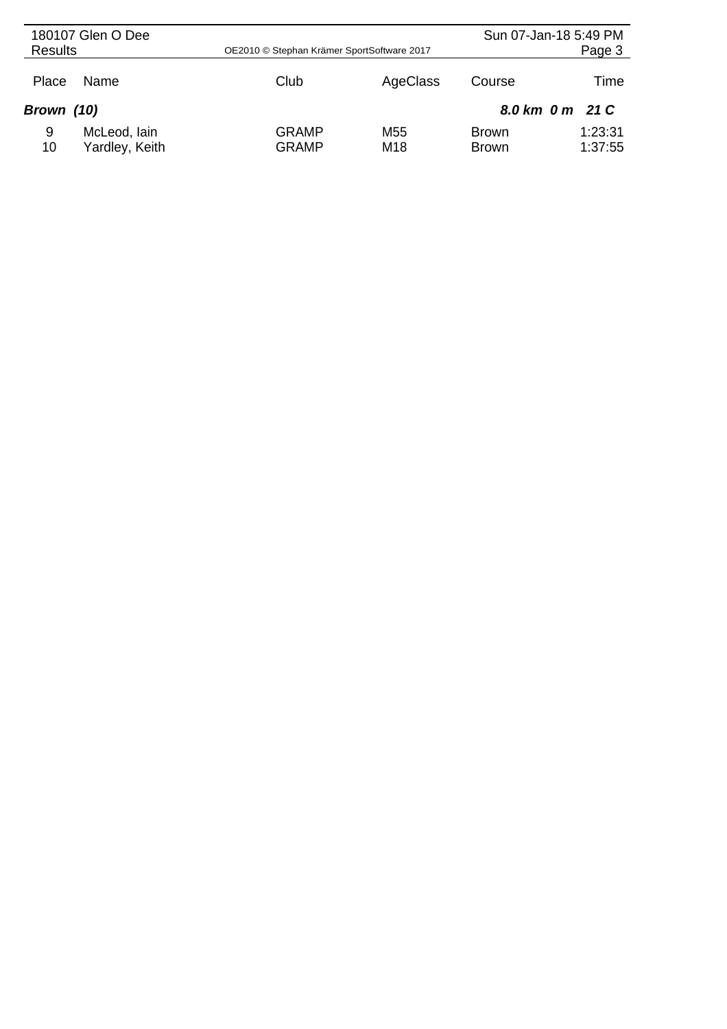| Place | Name | Club | AgeClass | Course | Time |
|---|---|---|---|---|---|
| ***Brown (10)*** | | | | ***8.0 km 0 m 21 C*** | |
| 9 | McLeod, Iain | GRAMP | M55 | Brown | 1:23:31 |
| 10 | Yardley, Keith | GRAMP | M18 | Brown | 1:37:55 |